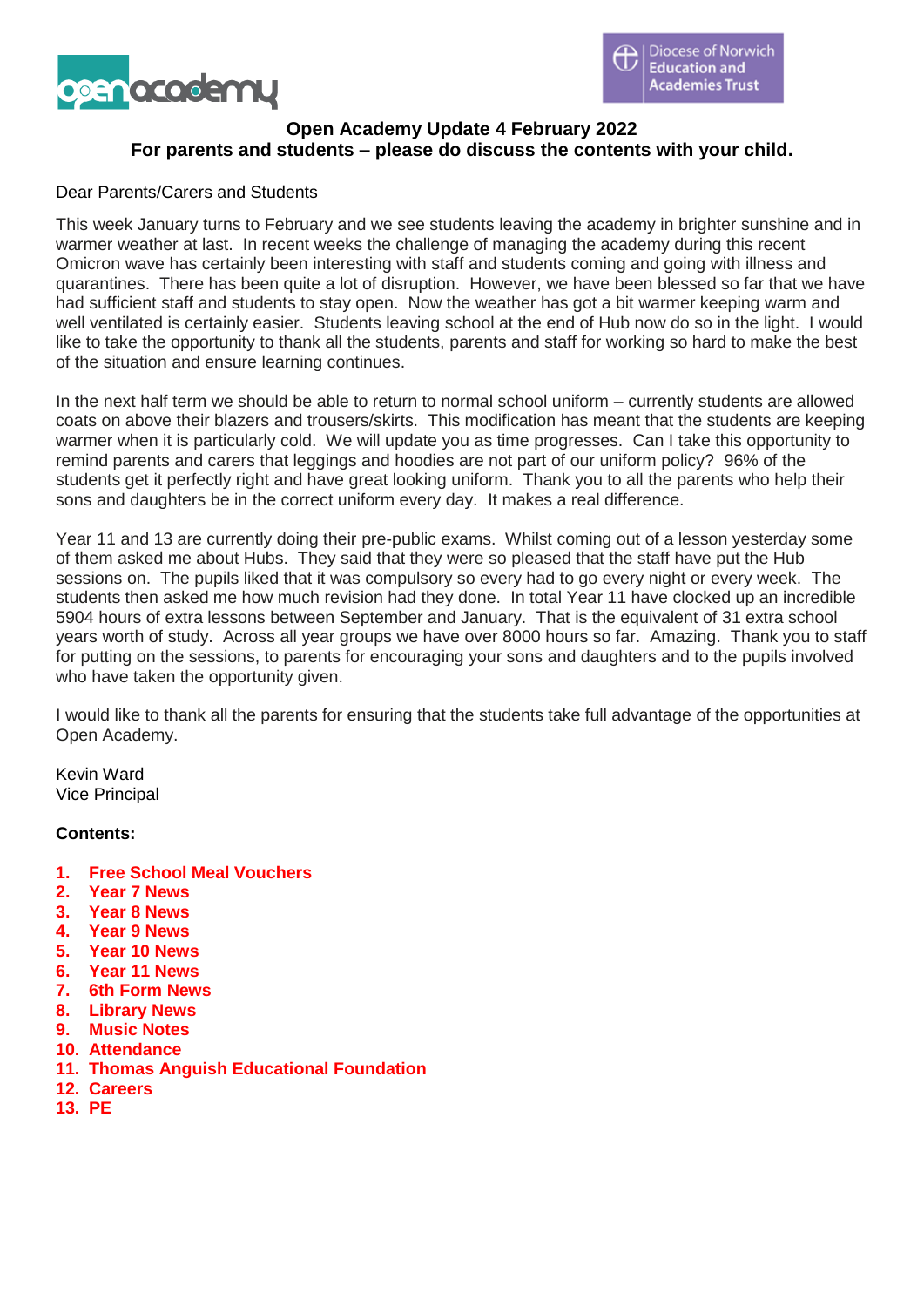# Open Academy Update 4 February 2022

## For parents and students – please do discuss the contents with your child.

Dear Parents/Carers and Students

This week January turns to February and we see students leaving the academy in brighter sunshine and in warmer weather at last. In recent weeks the challenge of managing the academy during this recent Omicron wave has certainly been interesting with staff and students coming and going with illness and quarantines. There has been quite a lot of disruption. However, we have been blessed so far that we have had sufficient staff and students to stay open. Now the weather has got a bit warmer keeping warm and well ventilated is certainly easier. Students leaving school at the end of Hub now do so in the light. I would like to take the opportunity to thank all the students, parents and staff for working so hard to make the best of the situation and ensure learning continues.

In the next half term we should be able to return to normal school uniform – currently students are allowed coats on above their blazers and trousers/skirts. This modification has meant that the students are keeping warmer when it is particularly cold. We will update you as time progresses. Can I take this opportunity to remind parents and carers that leggings and hoodies are not part of our uniform policy? 96% of the students get it perfectly right and have great looking uniform. Thank you to all the parents who help their sons and daughters be in the correct uniform every day. It makes a real difference.

Year 11 and 13 are currently doing their pre-public exams. Whilst coming out of a lesson yesterday some of them asked me about Hubs. They said that they were so pleased that the staff have put the Hub sessions on. The pupils liked that it was compulsory so every had to go every night or every week. The students then asked me how much revision had they done. In total Year 11 have clocked up an incredible 5904 hours of extra lessons between September and January. That is the equivalent of 31 extra school years worth of study. Across all year groups we have over 8000 hours so far. Amazing. Thank you to staff for putting on the sessions, to parents for encouraging your sons and daughters and to the pupils involved who have taken the opportunity given.

I would like to thank all the parents for ensuring that the students take full advantage of the opportunities at Open Academy.

Kevin Ward
Vice Principal

**Contents:**

1. **Free School Meal Vouchers**
2. **Year 7 News**
3. **Year 8 News**
4. **Year 9 News**
5. **Year 10 News**
6. **Year 11 News**
7. **6th Form News**
8. **Library News**
9. **Music Notes**
10. **Attendance**
11. **Thomas Anguish Educational Foundation**
12. **Careers**
13. **PE**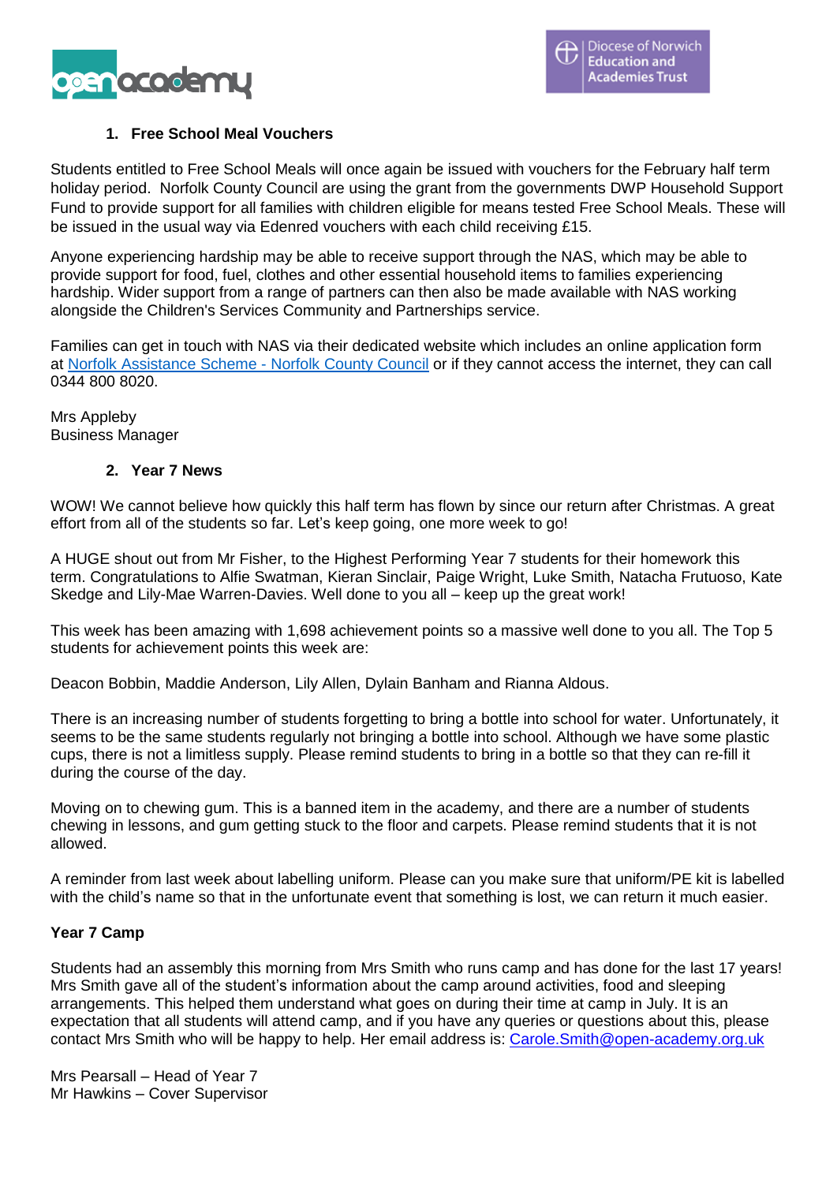## 1. Free School Meal Vouchers

Students entitled to Free School Meals will once again be issued with vouchers for the February half term holiday period. Norfolk County Council are using the grant from the governments DWP Household Support Fund to provide support for all families with children eligible for means tested Free School Meals. These will be issued in the usual way via Edenred vouchers with each child receiving £15.

Anyone experiencing hardship may be able to receive support through the NAS, which may be able to provide support for food, fuel, clothes and other essential household items to families experiencing hardship. Wider support from a range of partners can then also be made available with NAS working alongside the Children's Services Community and Partnerships service.

Families can get in touch with NAS via their dedicated website which includes an online application form at Norfolk Assistance Scheme - Norfolk County Council or if they cannot access the internet, they can call 0344 800 8020.

Mrs Appleby
Business Manager

## 2. Year 7 News

WOW! We cannot believe how quickly this half term has flown by since our return after Christmas. A great effort from all of the students so far. Let's keep going, one more week to go!

A HUGE shout out from Mr Fisher, to the Highest Performing Year 7 students for their homework this term. Congratulations to Alfie Swatman, Kieran Sinclair, Paige Wright, Luke Smith, Natacha Frutuoso, Kate Skedge and Lily-Mae Warren-Davies. Well done to you all – keep up the great work!

This week has been amazing with 1,698 achievement points so a massive well done to you all. The Top 5 students for achievement points this week are:

Deacon Bobbin, Maddie Anderson, Lily Allen, Dylain Banham and Rianna Aldous.

There is an increasing number of students forgetting to bring a bottle into school for water. Unfortunately, it seems to be the same students regularly not bringing a bottle into school. Although we have some plastic cups, there is not a limitless supply. Please remind students to bring in a bottle so that they can re-fill it during the course of the day.

Moving on to chewing gum. This is a banned item in the academy, and there are a number of students chewing in lessons, and gum getting stuck to the floor and carpets. Please remind students that it is not allowed.

A reminder from last week about labelling uniform. Please can you make sure that uniform/PE kit is labelled with the child's name so that in the unfortunate event that something is lost, we can return it much easier.

**Year 7 Camp**

Students had an assembly this morning from Mrs Smith who runs camp and has done for the last 17 years! Mrs Smith gave all of the student's information about the camp around activities, food and sleeping arrangements. This helped them understand what goes on during their time at camp in July. It is an expectation that all students will attend camp, and if you have any queries or questions about this, please contact Mrs Smith who will be happy to help. Her email address is: Carole.Smith@open-academy.org.uk

Mrs Pearsall – Head of Year 7
Mr Hawkins – Cover Supervisor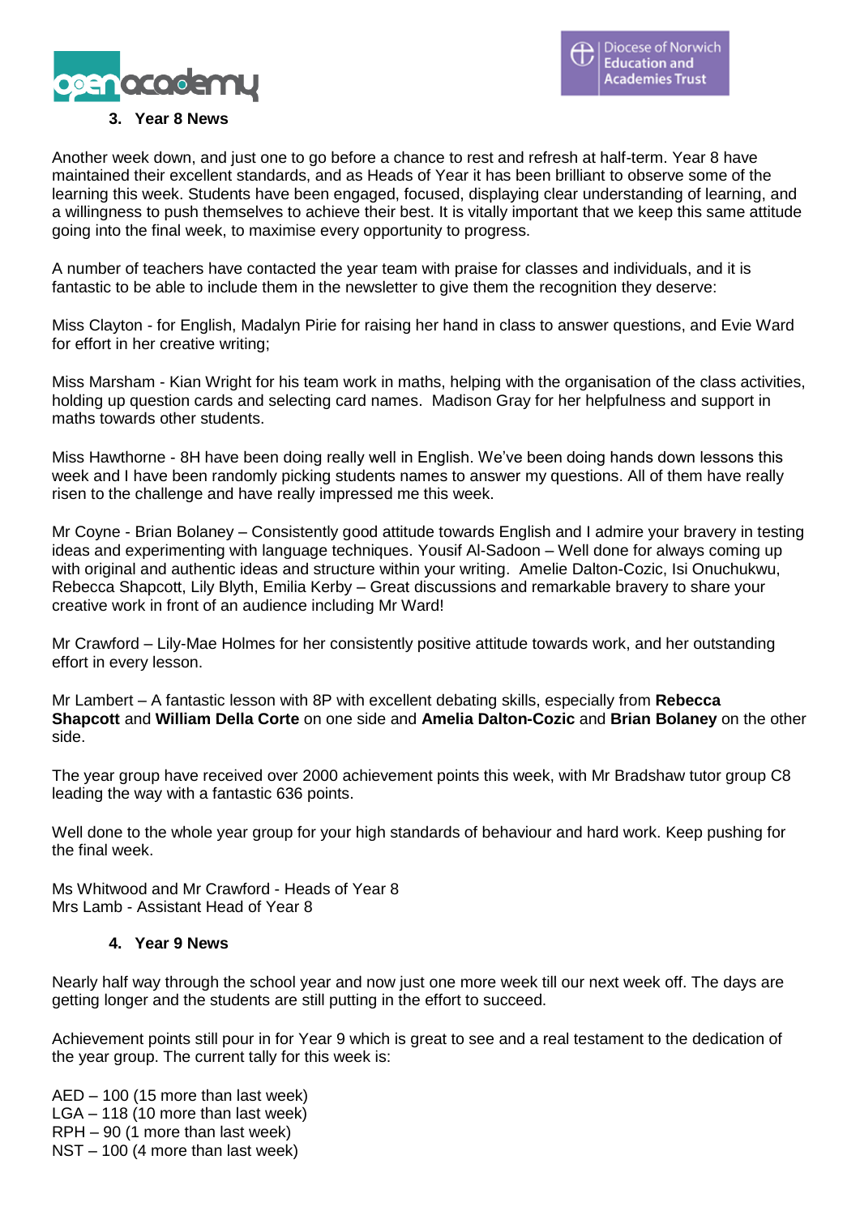## 3. Year 8 News

Another week down, and just one to go before a chance to rest and refresh at half-term. Year 8 have maintained their excellent standards, and as Heads of Year it has been brilliant to observe some of the learning this week. Students have been engaged, focused, displaying clear understanding of learning, and a willingness to push themselves to achieve their best. It is vitally important that we keep this same attitude going into the final week, to maximise every opportunity to progress.

A number of teachers have contacted the year team with praise for classes and individuals, and it is fantastic to be able to include them in the newsletter to give them the recognition they deserve:

Miss Clayton - for English, Madalyn Pirie for raising her hand in class to answer questions, and Evie Ward for effort in her creative writing;

Miss Marsham - Kian Wright for his team work in maths, helping with the organisation of the class activities, holding up question cards and selecting card names. Madison Gray for her helpfulness and support in maths towards other students.

Miss Hawthorne - 8H have been doing really well in English. We've been doing hands down lessons this week and I have been randomly picking students names to answer my questions. All of them have really risen to the challenge and have really impressed me this week.

Mr Coyne - Brian Bolaney – Consistently good attitude towards English and I admire your bravery in testing ideas and experimenting with language techniques. Yousif Al-Sadoon – Well done for always coming up with original and authentic ideas and structure within your writing. Amelie Dalton-Cozic, Isi Onuchukwu, Rebecca Shapcott, Lily Blyth, Emilia Kerby – Great discussions and remarkable bravery to share your creative work in front of an audience including Mr Ward!

Mr Crawford – Lily-Mae Holmes for her consistently positive attitude towards work, and her outstanding effort in every lesson.

Mr Lambert – A fantastic lesson with 8P with excellent debating skills, especially from **Rebecca Shapcott** and **William Della Corte** on one side and **Amelia Dalton-Cozic** and **Brian Bolaney** on the other side.

The year group have received over 2000 achievement points this week, with Mr Bradshaw tutor group C8 leading the way with a fantastic 636 points.

Well done to the whole year group for your high standards of behaviour and hard work. Keep pushing for the final week.

Ms Whitwood and Mr Crawford - Heads of Year 8
Mrs Lamb - Assistant Head of Year 8

## 4. Year 9 News

Nearly half way through the school year and now just one more week till our next week off. The days are getting longer and the students are still putting in the effort to succeed.

Achievement points still pour in for Year 9 which is great to see and a real testament to the dedication of the year group. The current tally for this week is:

AED – 100 (15 more than last week)
LGA – 118 (10 more than last week)
RPH – 90 (1 more than last week)
NST – 100 (4 more than last week)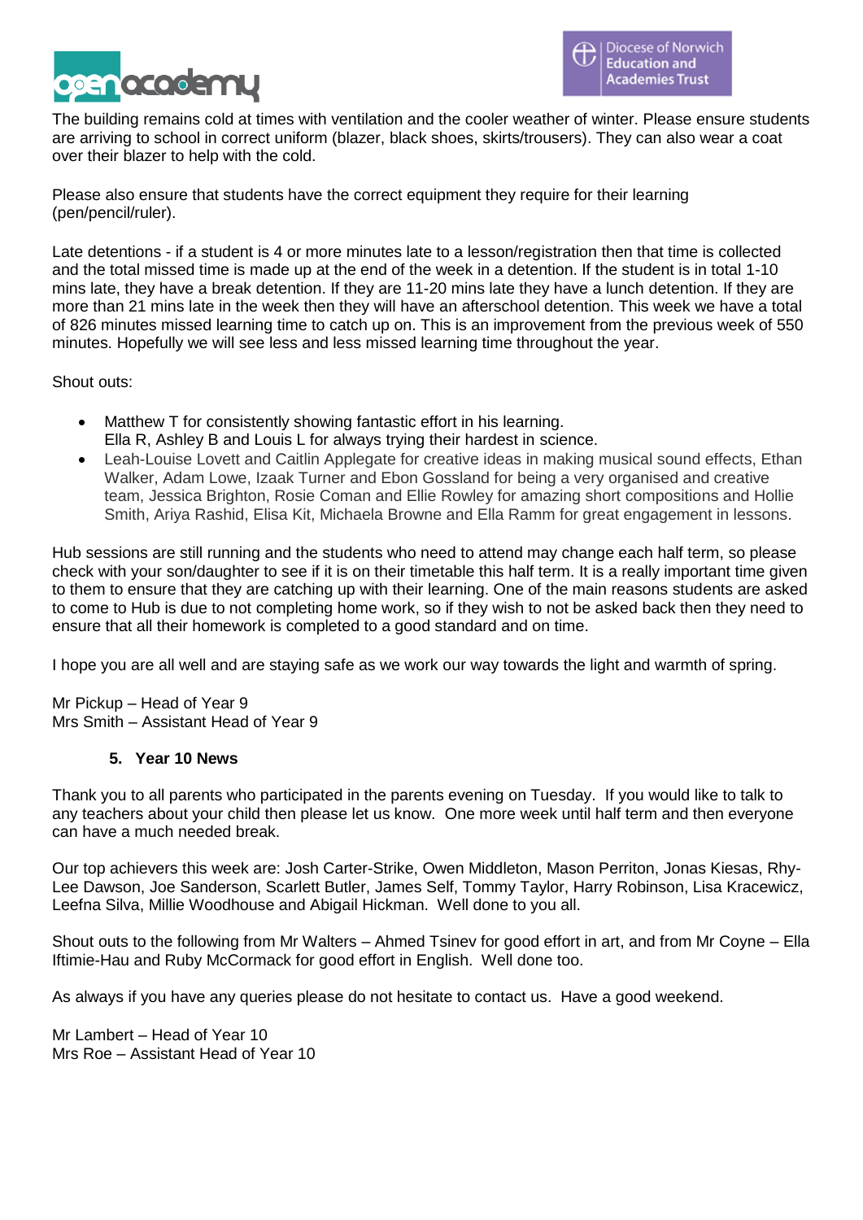The building remains cold at times with ventilation and the cooler weather of winter. Please ensure students are arriving to school in correct uniform (blazer, black shoes, skirts/trousers). They can also wear a coat over their blazer to help with the cold.

Please also ensure that students have the correct equipment they require for their learning (pen/pencil/ruler).

Late detentions - if a student is 4 or more minutes late to a lesson/registration then that time is collected and the total missed time is made up at the end of the week in a detention. If the student is in total 1-10 mins late, they have a break detention. If they are 11-20 mins late they have a lunch detention. If they are more than 21 mins late in the week then they will have an afterschool detention. This week we have a total of 826 minutes missed learning time to catch up on. This is an improvement from the previous week of 550 minutes. Hopefully we will see less and less missed learning time throughout the year.

Shout outs:

- Matthew T for consistently showing fantastic effort in his learning.
  Ella R, Ashley B and Louis L for always trying their hardest in science.
- Leah-Louise Lovett and Caitlin Applegate for creative ideas in making musical sound effects, Ethan Walker, Adam Lowe, Izaak Turner and Ebon Gossland for being a very organised and creative team, Jessica Brighton, Rosie Coman and Ellie Rowley for amazing short compositions and Hollie Smith, Ariya Rashid, Elisa Kit, Michaela Browne and Ella Ramm for great engagement in lessons.

Hub sessions are still running and the students who need to attend may change each half term, so please check with your son/daughter to see if it is on their timetable this half term. It is a really important time given to them to ensure that they are catching up with their learning. One of the main reasons students are asked to come to Hub is due to not completing home work, so if they wish to not be asked back then they need to ensure that all their homework is completed to a good standard and on time.

I hope you are all well and are staying safe as we work our way towards the light and warmth of spring.

Mr Pickup – Head of Year 9
Mrs Smith – Assistant Head of Year 9

## 5. Year 10 News

Thank you to all parents who participated in the parents evening on Tuesday. If you would like to talk to any teachers about your child then please let us know. One more week until half term and then everyone can have a much needed break.

Our top achievers this week are: Josh Carter-Strike, Owen Middleton, Mason Perriton, Jonas Kiesas, Rhy-Lee Dawson, Joe Sanderson, Scarlett Butler, James Self, Tommy Taylor, Harry Robinson, Lisa Kracewicz, Leefna Silva, Millie Woodhouse and Abigail Hickman. Well done to you all.

Shout outs to the following from Mr Walters – Ahmed Tsinev for good effort in art, and from Mr Coyne – Ella Iftimie-Hau and Ruby McCormack for good effort in English. Well done too.

As always if you have any queries please do not hesitate to contact us. Have a good weekend.

Mr Lambert – Head of Year 10
Mrs Roe – Assistant Head of Year 10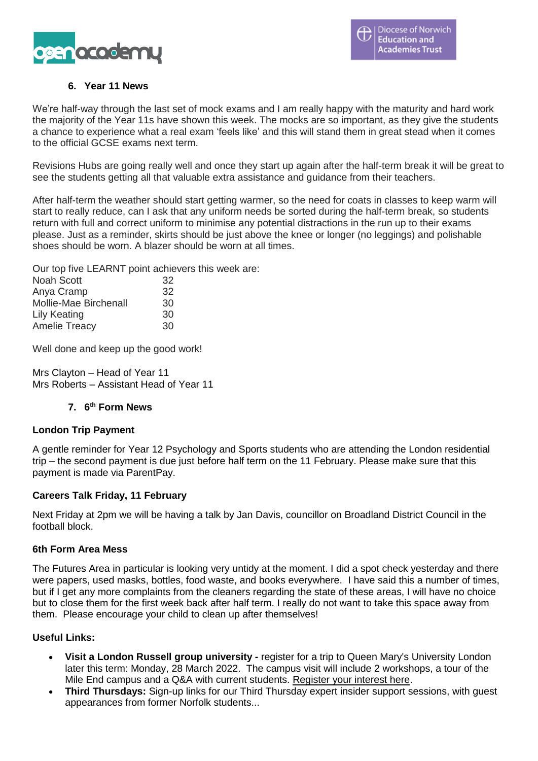## 6. Year 11 News

We're half-way through the last set of mock exams and I am really happy with the maturity and hard work the majority of the Year 11s have shown this week. The mocks are so important, as they give the students a chance to experience what a real exam 'feels like' and this will stand them in great stead when it comes to the official GCSE exams next term.

Revisions Hubs are going really well and once they start up again after the half-term break it will be great to see the students getting all that valuable extra assistance and guidance from their teachers.

After half-term the weather should start getting warmer, so the need for coats in classes to keep warm will start to really reduce, can I ask that any uniform needs be sorted during the half-term break, so students return with full and correct uniform to minimise any potential distractions in the run up to their exams please. Just as a reminder, skirts should be just above the knee or longer (no leggings) and polishable shoes should be worn. A blazer should be worn at all times.

Our top five LEARNT point achievers this week are:

| | |
|---|---|
| Noah Scott | 32 |
| Anya Cramp | 32 |
| Mollie-Mae Birchenall | 30 |
| Lily Keating | 30 |
| Amelie Treacy | 30 |

Well done and keep up the good work!

Mrs Clayton – Head of Year 11
Mrs Roberts – Assistant Head of Year 11

## 7. 6th Form News

**London Trip Payment**

A gentle reminder for Year 12 Psychology and Sports students who are attending the London residential trip – the second payment is due just before half term on the 11 February. Please make sure that this payment is made via ParentPay.

**Careers Talk Friday, 11 February**

Next Friday at 2pm we will be having a talk by Jan Davis, councillor on Broadland District Council in the football block.

**6th Form Area Mess**

The Futures Area in particular is looking very untidy at the moment. I did a spot check yesterday and there were papers, used masks, bottles, food waste, and books everywhere. I have said this a number of times, but if I get any more complaints from the cleaners regarding the state of these areas, I will have no choice but to close them for the first week back after half term. I really do not want to take this space away from them. Please encourage your child to clean up after themselves!

**Useful Links:**

- **Visit a London Russell group university -** register for a trip to Queen Mary's University London later this term: Monday, 28 March 2022. The campus visit will include 2 workshops, a tour of the Mile End campus and a Q&A with current students. Register your interest here.
- **Third Thursdays:** Sign-up links for our Third Thursday expert insider support sessions, with guest appearances from former Norfolk students...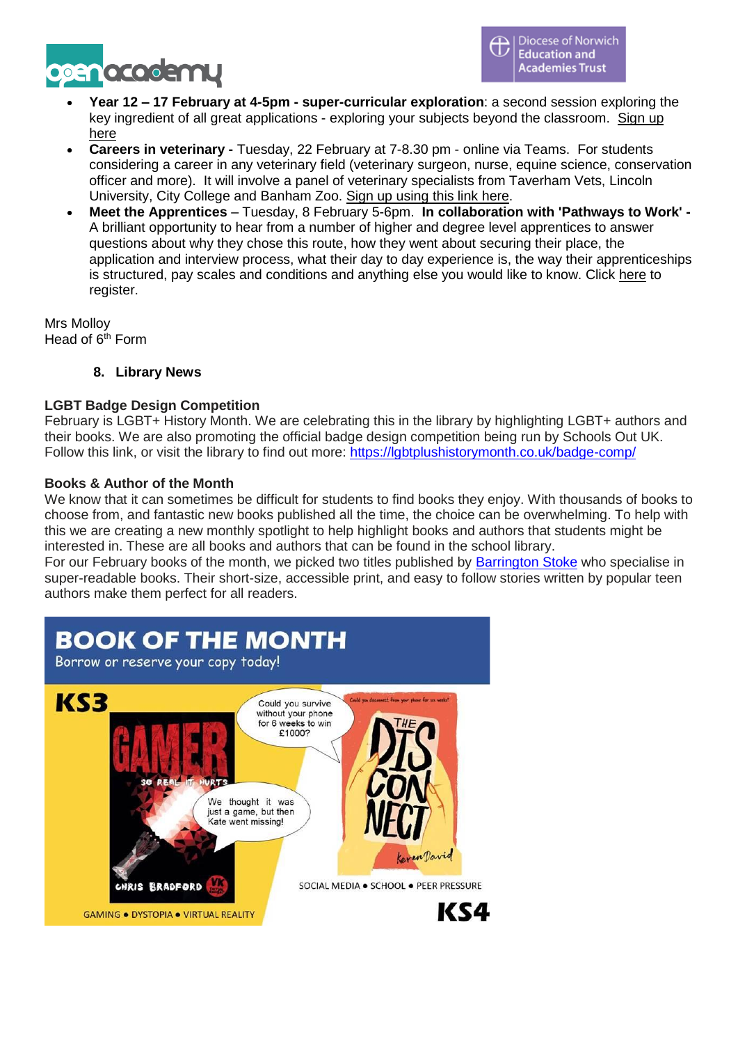- **Year 12 – 17 February at 4-5pm - super-curricular exploration**: a second session exploring the key ingredient of all great applications - exploring your subjects beyond the classroom. Sign up here
- **Careers in veterinary -** Tuesday, 22 February at 7-8.30 pm - online via Teams. For students considering a career in any veterinary field (veterinary surgeon, nurse, equine science, conservation officer and more). It will involve a panel of veterinary specialists from Taverham Vets, Lincoln University, City College and Banham Zoo. Sign up using this link here.
- **Meet the Apprentices** – Tuesday, 8 February 5-6pm. **In collaboration with 'Pathways to Work' -** A brilliant opportunity to hear from a number of higher and degree level apprentices to answer questions about why they chose this route, how they went about securing their place, the application and interview process, what their day to day experience is, the way their apprenticeships is structured, pay scales and conditions and anything else you would like to know. Click here to register.

Mrs Molloy
Head of 6th Form

## 8. Library News

### LGBT Badge Design Competition

February is LGBT+ History Month. We are celebrating this in the library by highlighting LGBT+ authors and their books. We are also promoting the official badge design competition being run by Schools Out UK. Follow this link, or visit the library to find out more: https://lgbtplushistorymonth.co.uk/badge-comp/

### Books & Author of the Month

We know that it can sometimes be difficult for students to find books they enjoy. With thousands of books to choose from, and fantastic new books published all the time, the choice can be overwhelming. To help with this we are creating a new monthly spotlight to help highlight books and authors that students might be interested in. These are all books and authors that can be found in the school library.
For our February books of the month, we picked two titles published by Barrington Stoke who specialise in super-readable books. Their short-size, accessible print, and easy to follow stories written by popular teen authors make them perfect for all readers.

**BOOK OF THE MONTH**
Borrow or reserve your copy today!

**KS3** – GAMER, Chris Bradford: "We thought it was just a game, but then Kate went missing!"
GAMING • DYSTOPIA • VIRTUAL REALITY

**KS4** – THE DISCONNECT, Keren David: "Could you survive without your phone for 6 weeks to win £1000?"
SOCIAL MEDIA • SCHOOL • PEER PRESSURE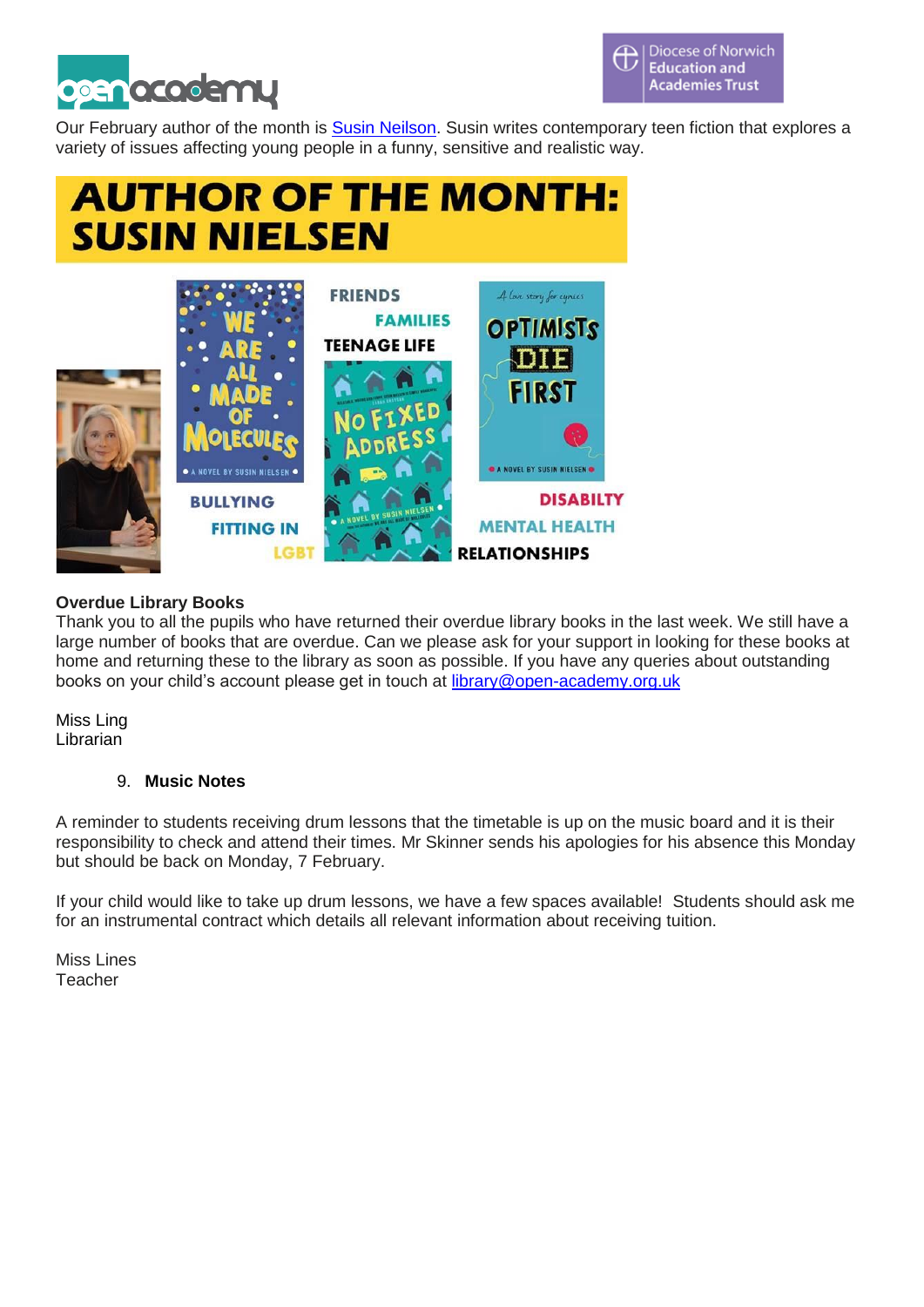Our February author of the month is Susin Neilson. Susin writes contemporary teen fiction that explores a variety of issues affecting young people in a funny, sensitive and realistic way.

**AUTHOR OF THE MONTH: SUSIN NIELSEN**

WE ARE ALL MADE OF MOLECULES — BULLYING, FITTING IN, LGBT

NO FIXED ADDRESS — FRIENDS, FAMILIES, TEENAGE LIFE

OPTIMISTS DIE FIRST — DISABILTY, MENTAL HEALTH, RELATIONSHIPS

**Overdue Library Books**

Thank you to all the pupils who have returned their overdue library books in the last week. We still have a large number of books that are overdue. Can we please ask for your support in looking for these books at home and returning these to the library as soon as possible. If you have any queries about outstanding books on your child's account please get in touch at library@open-academy.org.uk

Miss Ling
Librarian

9. **Music Notes**

A reminder to students receiving drum lessons that the timetable is up on the music board and it is their responsibility to check and attend their times. Mr Skinner sends his apologies for his absence this Monday but should be back on Monday, 7 February.

If your child would like to take up drum lessons, we have a few spaces available! Students should ask me for an instrumental contract which details all relevant information about receiving tuition.

Miss Lines
Teacher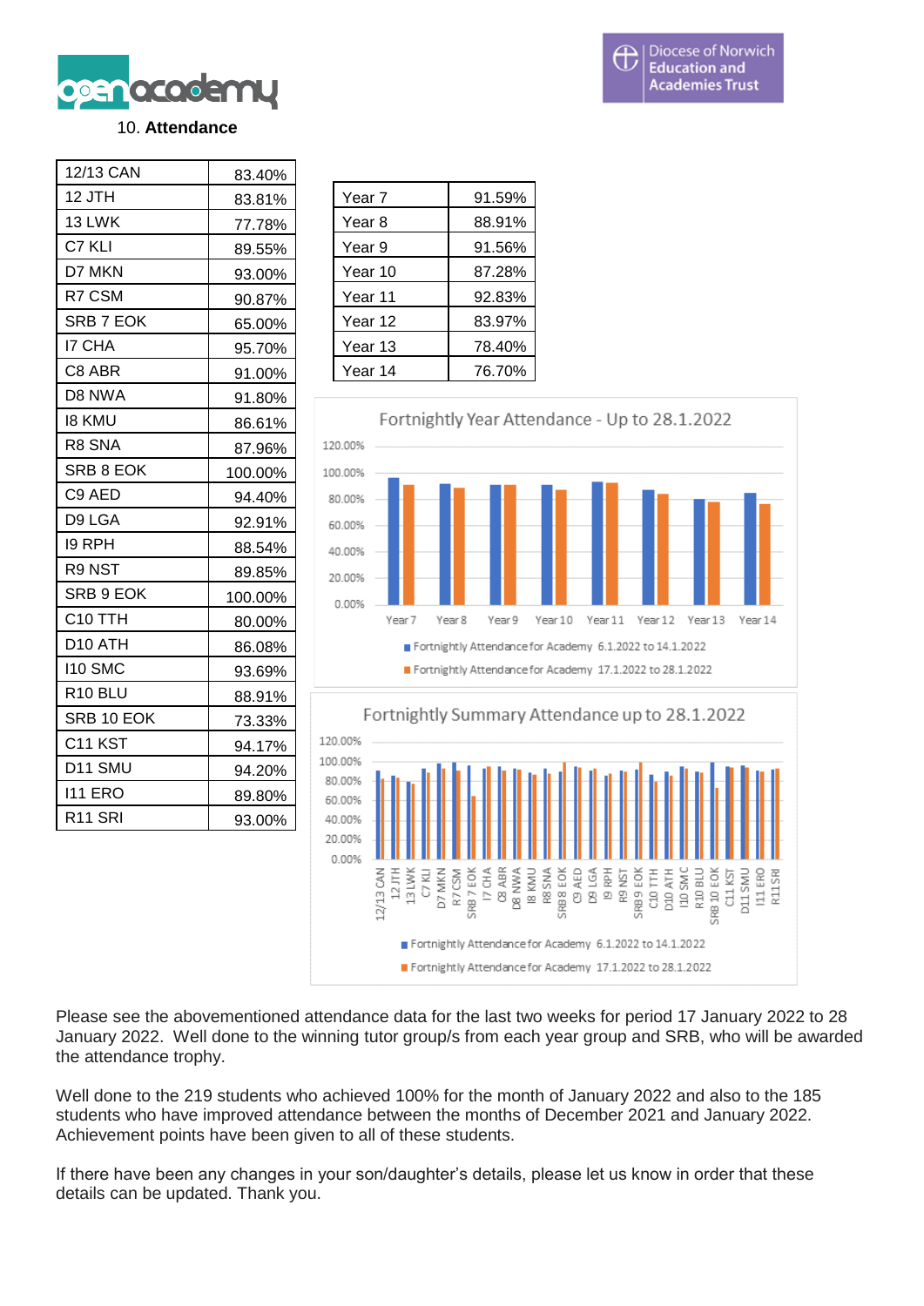## 10. Attendance

| 12/13 CAN | 83.40% |
|---|---|
| 12 JTH | 83.81% |
| 13 LWK | 77.78% |
| C7 KLI | 89.55% |
| D7 MKN | 93.00% |
| R7 CSM | 90.87% |
| SRB 7 EOK | 65.00% |
| I7 CHA | 95.70% |
| C8 ABR | 91.00% |
| D8 NWA | 91.80% |
| I8 KMU | 86.61% |
| R8 SNA | 87.96% |
| SRB 8 EOK | 100.00% |
| C9 AED | 94.40% |
| D9 LGA | 92.91% |
| I9 RPH | 88.54% |
| R9 NST | 89.85% |
| SRB 9 EOK | 100.00% |
| C10 TTH | 80.00% |
| D10 ATH | 86.08% |
| I10 SMC | 93.69% |
| R10 BLU | 88.91% |
| SRB 10 EOK | 73.33% |
| C11 KST | 94.17% |
| D11 SMU | 94.20% |
| I11 ERO | 89.80% |
| R11 SRI | 93.00% |

| Year 7 | 91.59% |
|---|---|
| Year 8 | 88.91% |
| Year 9 | 91.56% |
| Year 10 | 87.28% |
| Year 11 | 92.83% |
| Year 12 | 83.97% |
| Year 13 | 78.40% |
| Year 14 | 76.70% |

Fortnightly Year Attendance - Up to 28.1.2022

Fortnightly Summary Attendance up to 28.1.2022

Please see the abovementioned attendance data for the last two weeks for period 17 January 2022 to 28 January 2022. Well done to the winning tutor group/s from each year group and SRB, who will be awarded the attendance trophy.

Well done to the 219 students who achieved 100% for the month of January 2022 and also to the 185 students who have improved attendance between the months of December 2021 and January 2022. Achievement points have been given to all of these students.

If there have been any changes in your son/daughter's details, please let us know in order that these details can be updated. Thank you.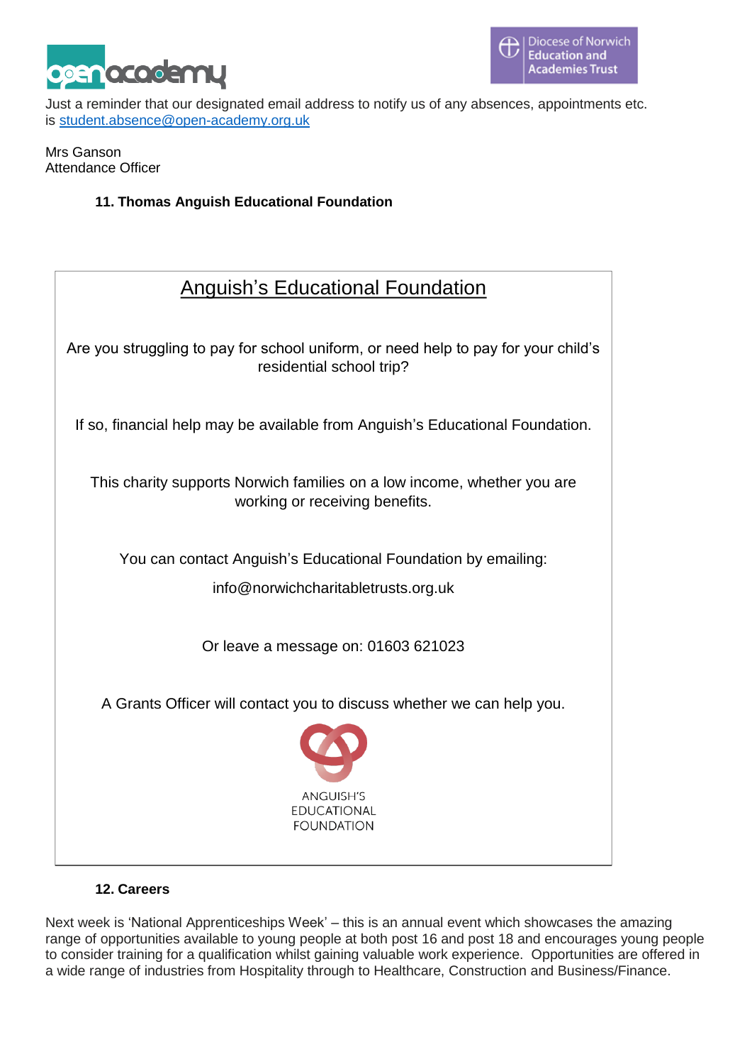Just a reminder that our designated email address to notify us of any absences, appointments etc. is [student.absence@open-academy.org.uk](mailto:student.absence@open-academy.org.uk)

Mrs Ganson
Attendance Officer

### 11. Thomas Anguish Educational Foundation

## Anguish's Educational Foundation

Are you struggling to pay for school uniform, or need help to pay for your child's residential school trip?

If so, financial help may be available from Anguish's Educational Foundation.

This charity supports Norwich families on a low income, whether you are working or receiving benefits.

You can contact Anguish's Educational Foundation by emailing:

info@norwichcharitabletrusts.org.uk

Or leave a message on: 01603 621023

A Grants Officer will contact you to discuss whether we can help you.

ANGUISH'S EDUCATIONAL FOUNDATION

### 12. Careers

Next week is 'National Apprenticeships Week' – this is an annual event which showcases the amazing range of opportunities available to young people at both post 16 and post 18 and encourages young people to consider training for a qualification whilst gaining valuable work experience. Opportunities are offered in a wide range of industries from Hospitality through to Healthcare, Construction and Business/Finance.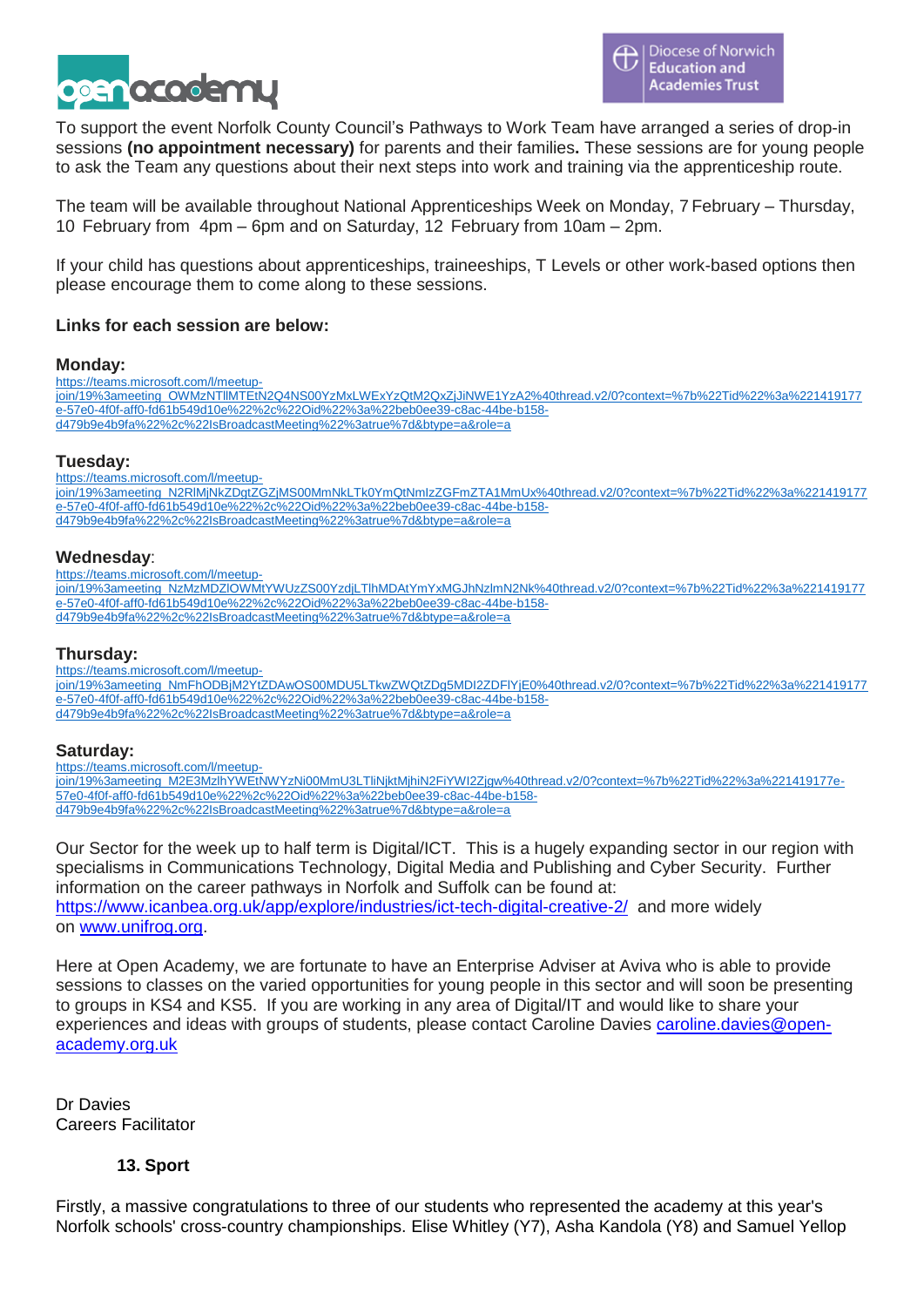To support the event Norfolk County Council's Pathways to Work Team have arranged a series of drop-in sessions **(no appointment necessary)** for parents and their families**.** These sessions are for young people to ask the Team any questions about their next steps into work and training via the apprenticeship route.

The team will be available throughout National Apprenticeships Week on Monday, 7 February – Thursday, 10 February from 4pm – 6pm and on Saturday, 12 February from 10am – 2pm.

If your child has questions about apprenticeships, traineeships, T Levels or other work-based options then please encourage them to come along to these sessions.

**Links for each session are below:**

**Monday:**
https://teams.microsoft.com/l/meetup-join/19%3ameeting_OWMzNTllMTEtN2Q4NS00YzMxLWExYzQtM2QxZjJiNWE1YzA2%40thread.v2/0?context=%7b%22Tid%22%3a%221419177e-57e0-4f0f-aff0-fd61b549d10e%22%2c%22Oid%22%3a%22beb0ee39-c8ac-44be-b158-d479b9e4b9fa%22%2c%22IsBroadcastMeeting%22%3atrue%7d&btype=a&role=a

**Tuesday:**
https://teams.microsoft.com/l/meetup-join/19%3ameeting_N2RlMjNkZDgtZGZjMS00MmNkLTk0YmQtNmIzZGFmZTA1MmUx%40thread.v2/0?context=%7b%22Tid%22%3a%221419177e-57e0-4f0f-aff0-fd61b549d10e%22%2c%22Oid%22%3a%22beb0ee39-c8ac-44be-b158-d479b9e4b9fa%22%2c%22IsBroadcastMeeting%22%3atrue%7d&btype=a&role=a

**Wednesday**:
https://teams.microsoft.com/l/meetup-join/19%3ameeting_NzMzMDZlOWMtYWUzZS00YzdjLTlhMDAtYmYxMGJhNzlmN2Nk%40thread.v2/0?context=%7b%22Tid%22%3a%221419177e-57e0-4f0f-aff0-fd61b549d10e%22%2c%22Oid%22%3a%22beb0ee39-c8ac-44be-b158-d479b9e4b9fa%22%2c%22IsBroadcastMeeting%22%3atrue%7d&btype=a&role=a

**Thursday:**
https://teams.microsoft.com/l/meetup-join/19%3ameeting_NmFhODBjM2YtZDAwOS00MDU5LTkwZWQtZDg5MDI2ZDFlYjE0%40thread.v2/0?context=%7b%22Tid%22%3a%221419177e-57e0-4f0f-aff0-fd61b549d10e%22%2c%22Oid%22%3a%22beb0ee39-c8ac-44be-b158-d479b9e4b9fa%22%2c%22IsBroadcastMeeting%22%3atrue%7d&btype=a&role=a

**Saturday:**
https://teams.microsoft.com/l/meetup-join/19%3ameeting_M2E3MzlhYWEtNWYzNi00MmU3LTliNjktMjhiN2FiYWI2Zjgw%40thread.v2/0?context=%7b%22Tid%22%3a%221419177e-57e0-4f0f-aff0-fd61b549d10e%22%2c%22Oid%22%3a%22beb0ee39-c8ac-44be-b158-d479b9e4b9fa%22%2c%22IsBroadcastMeeting%22%3atrue%7d&btype=a&role=a

Our Sector for the week up to half term is Digital/ICT. This is a hugely expanding sector in our region with specialisms in Communications Technology, Digital Media and Publishing and Cyber Security. Further information on the career pathways in Norfolk and Suffolk can be found at: https://www.icanbea.org.uk/app/explore/industries/ict-tech-digital-creative-2/ and more widely on www.unifrog.org.

Here at Open Academy, we are fortunate to have an Enterprise Adviser at Aviva who is able to provide sessions to classes on the varied opportunities for young people in this sector and will soon be presenting to groups in KS4 and KS5. If you are working in any area of Digital/IT and would like to share your experiences and ideas with groups of students, please contact Caroline Davies caroline.davies@open-academy.org.uk

Dr Davies
Careers Facilitator

## 13. Sport

Firstly, a massive congratulations to three of our students who represented the academy at this year's Norfolk schools' cross-country championships. Elise Whitley (Y7), Asha Kandola (Y8) and Samuel Yellop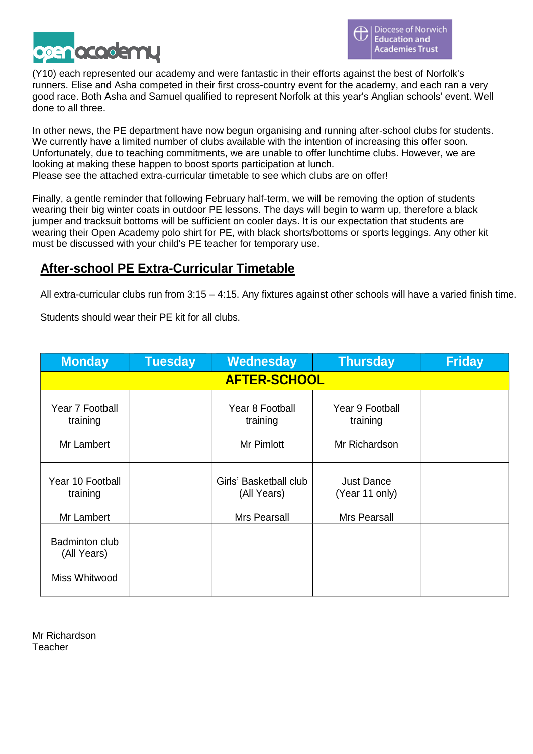(Y10) each represented our academy and were fantastic in their efforts against the best of Norfolk's runners. Elise and Asha competed in their first cross-country event for the academy, and each ran a very good race. Both Asha and Samuel qualified to represent Norfolk at this year's Anglian schools' event. Well done to all three.

In other news, the PE department have now begun organising and running after-school clubs for students. We currently have a limited number of clubs available with the intention of increasing this offer soon. Unfortunately, due to teaching commitments, we are unable to offer lunchtime clubs. However, we are looking at making these happen to boost sports participation at lunch.
Please see the attached extra-curricular timetable to see which clubs are on offer!

Finally, a gentle reminder that following February half-term, we will be removing the option of students wearing their big winter coats in outdoor PE lessons. The days will begin to warm up, therefore a black jumper and tracksuit bottoms will be sufficient on cooler days. It is our expectation that students are wearing their Open Academy polo shirt for PE, with black shorts/bottoms or sports leggings. Any other kit must be discussed with your child's PE teacher for temporary use.

## After-school PE Extra-Curricular Timetable

All extra-curricular clubs run from 3:15 – 4:15. Any fixtures against other schools will have a varied finish time.

Students should wear their PE kit for all clubs.

| Monday | Tuesday | Wednesday | Thursday | Friday |
|---|---|---|---|---|
| **AFTER-SCHOOL** | | | | |
| Year 7 Football training<br><br>Mr Lambert | | Year 8 Football training<br><br>Mr Pimlott | Year 9 Football training<br><br>Mr Richardson | |
| Year 10 Football training<br><br>Mr Lambert | | Girls' Basketball club (All Years)<br><br>Mrs Pearsall | Just Dance (Year 11 only)<br><br>Mrs Pearsall | |
| Badminton club (All Years)<br><br>Miss Whitwood | | | | |

Mr Richardson
Teacher